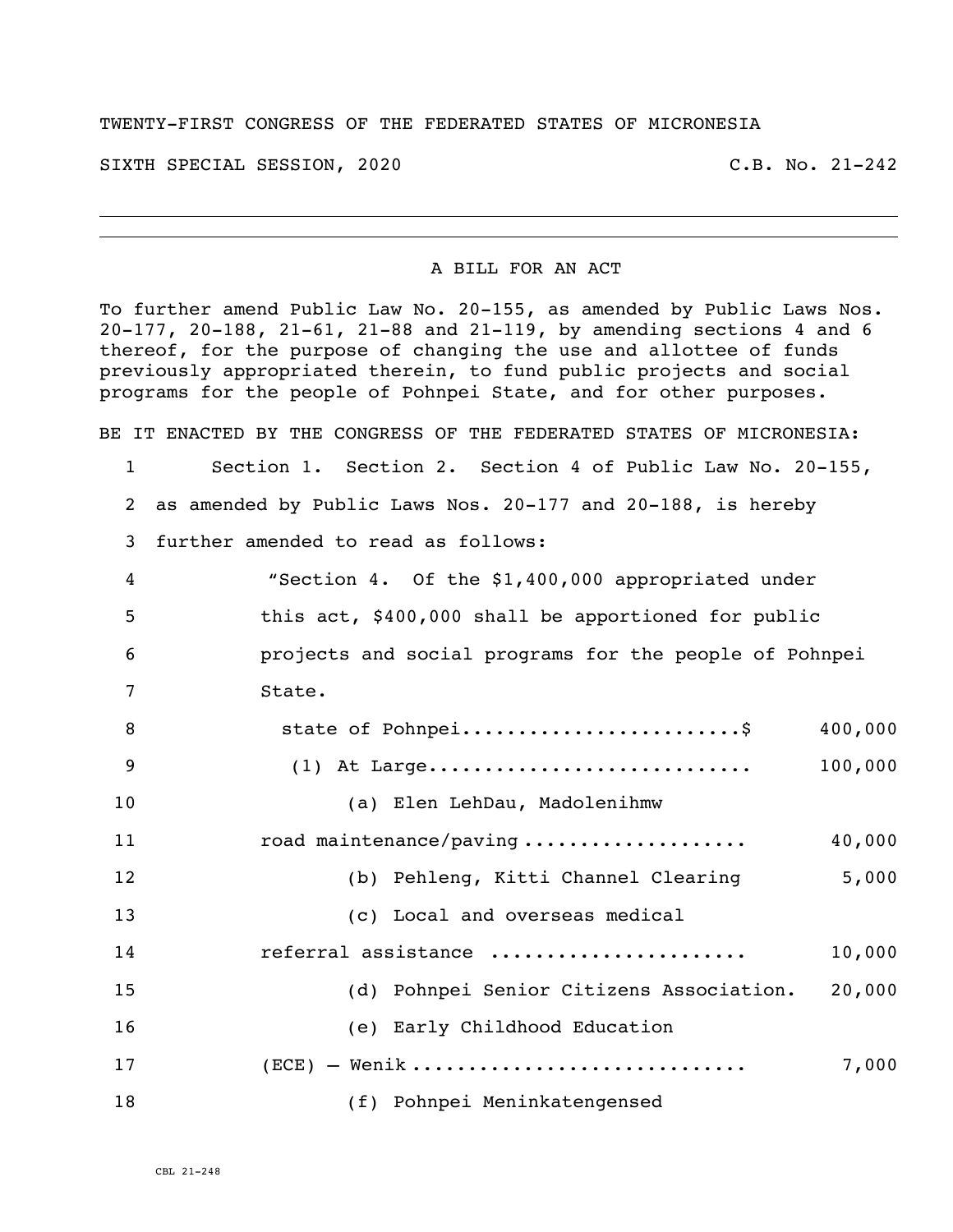TWENTY-FIRST CONGRESS OF THE FEDERATED STATES OF MICRONESIA

SIXTH SPECIAL SESSION, 2020 C.B. No. 21-242

---

A BILL FOR AN ACT

To further amend Public Law No. 20-155, as amended by Public Laws Nos. 20-177, 20-188, 21-61, 21-88 and 21-119, by amending sections 4 and 6 thereof, for the purpose of changing the use and allottee of funds previously appropriated therein, to fund public projects and social programs for the people of Pohnpei State, and for other purposes.

BE IT ENACTED BY THE CONGRESS OF THE FEDERATED STATES OF MICRONESIA:

1 Section 1. Section 2. Section 4 of Public Law No. 20-155,
2 as amended by Public Laws Nos. 20-177 and 20-188, is hereby
3 further amended to read as follows:

4 "Section 4. Of the $1,400,000 appropriated under
5 this act, $400,000 shall be apportioned for public
6 projects and social programs for the people of Pohnpei
7 State.

8 state of Pohnpei........................$ 400,000
9 (1) At Large............................ 100,000
10 (a) Elen LehDau, Madolenihmw
11 road maintenance/paving ................... 40,000
12 (b) Pehleng, Kitti Channel Clearing 5,000
13 (c) Local and overseas medical
14 referral assistance ...................... 10,000
15 (d) Pohnpei Senior Citizens Association. 20,000
16 (e) Early Childhood Education
17 (ECE) – Wenik ............................ 7,000
18 (f) Pohnpei Meninkatengensed

CBL 21-248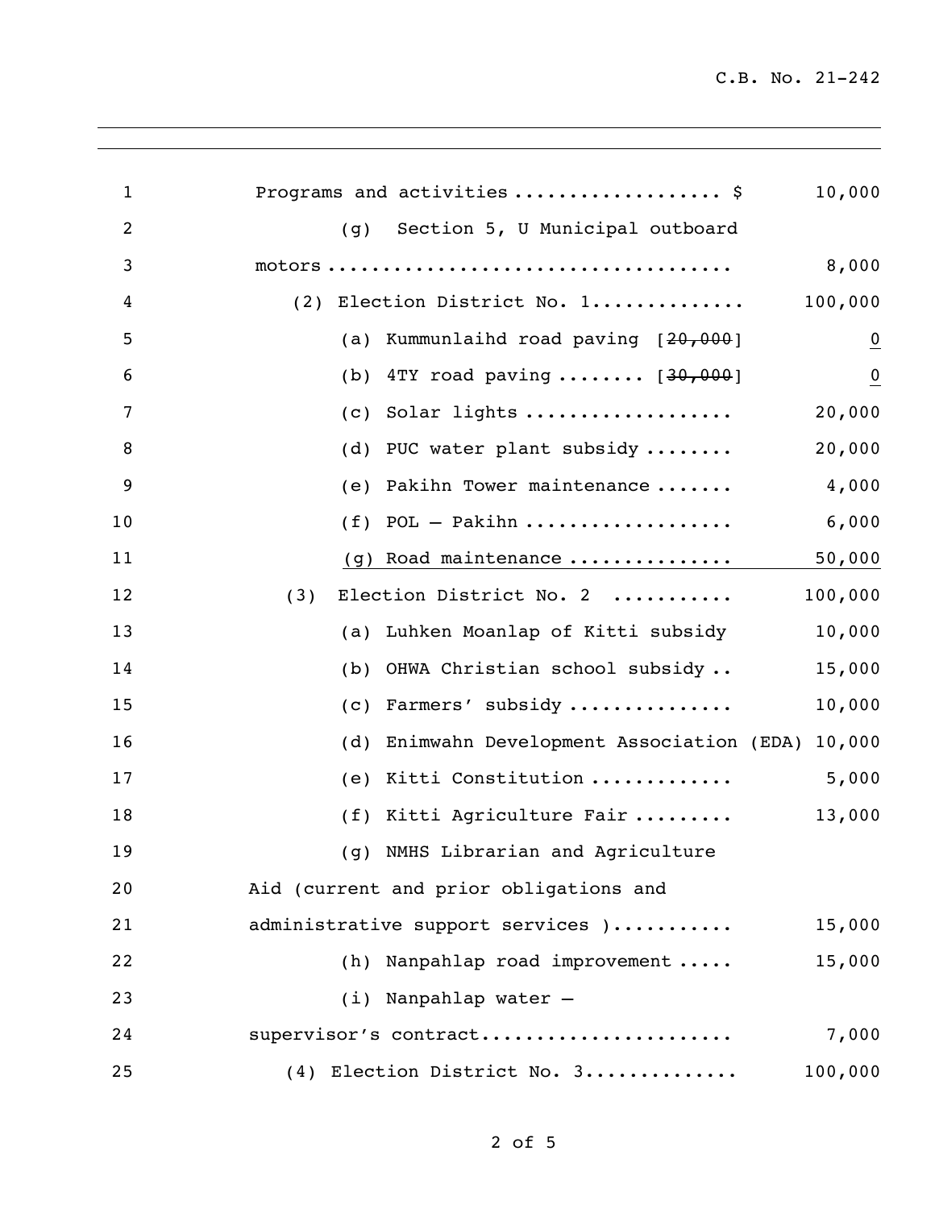Programs and activities .................. $ 10,000

(g) Section 5, U Municipal outboard motors .................................... 8,000

(2) Election District No. 1............. 100,000

(a) Kummunlaihd road paving [~~20,000~~] <u>0</u>

(b) 4TY road paving ........ [~~30,000~~] <u>0</u>

(c) Solar lights .................. 20,000

(d) PUC water plant subsidy ........ 20,000

(e) Pakihn Tower maintenance ....... 4,000

(f) POL – Pakihn .................. 6,000

<u>(g) Road maintenance .............. 50,000</u>

(3) Election District No. 2 .......... 100,000

(a) Luhken Moanlap of Kitti subsidy 10,000

(b) OHWA Christian school subsidy .. 15,000

(c) Farmers' subsidy .............. 10,000

(d) Enimwahn Development Association (EDA) 10,000

(e) Kitti Constitution ............ 5,000

(f) Kitti Agriculture Fair ......... 13,000

(g) NMHS Librarian and Agriculture Aid (current and prior obligations and administrative support services ).......... 15,000

(h) Nanpahlap road improvement ..... 15,000

(i) Nanpahlap water – supervisor's contract...................... 7,000

(4) Election District No. 3............. 100,000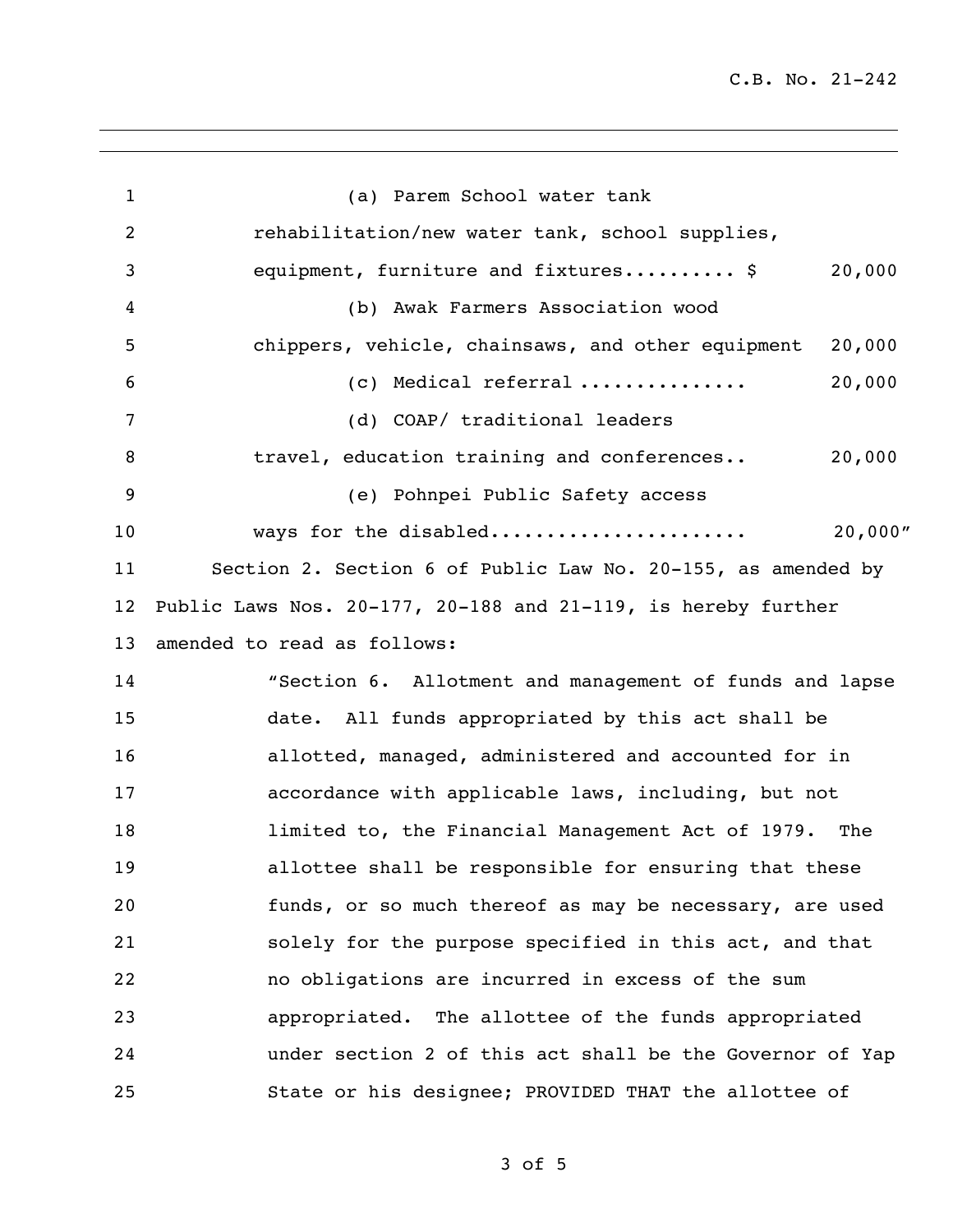(a) Parem School water tank rehabilitation/new water tank, school supplies, equipment, furniture and fixtures.......... $ 20,000

(b) Awak Farmers Association wood chippers, vehicle, chainsaws, and other equipment 20,000

(c) Medical referral .............. 20,000

(d) COAP/ traditional leaders travel, education training and conferences.. 20,000

(e) Pohnpei Public Safety access ways for the disabled...................... 20,000"

Section 2. Section 6 of Public Law No. 20-155, as amended by Public Laws Nos. 20-177, 20-188 and 21-119, is hereby further amended to read as follows:

"Section 6. Allotment and management of funds and lapse date. All funds appropriated by this act shall be allotted, managed, administered and accounted for in accordance with applicable laws, including, but not limited to, the Financial Management Act of 1979. The allottee shall be responsible for ensuring that these funds, or so much thereof as may be necessary, are used solely for the purpose specified in this act, and that no obligations are incurred in excess of the sum appropriated. The allottee of the funds appropriated under section 2 of this act shall be the Governor of Yap State or his designee; PROVIDED THAT the allottee of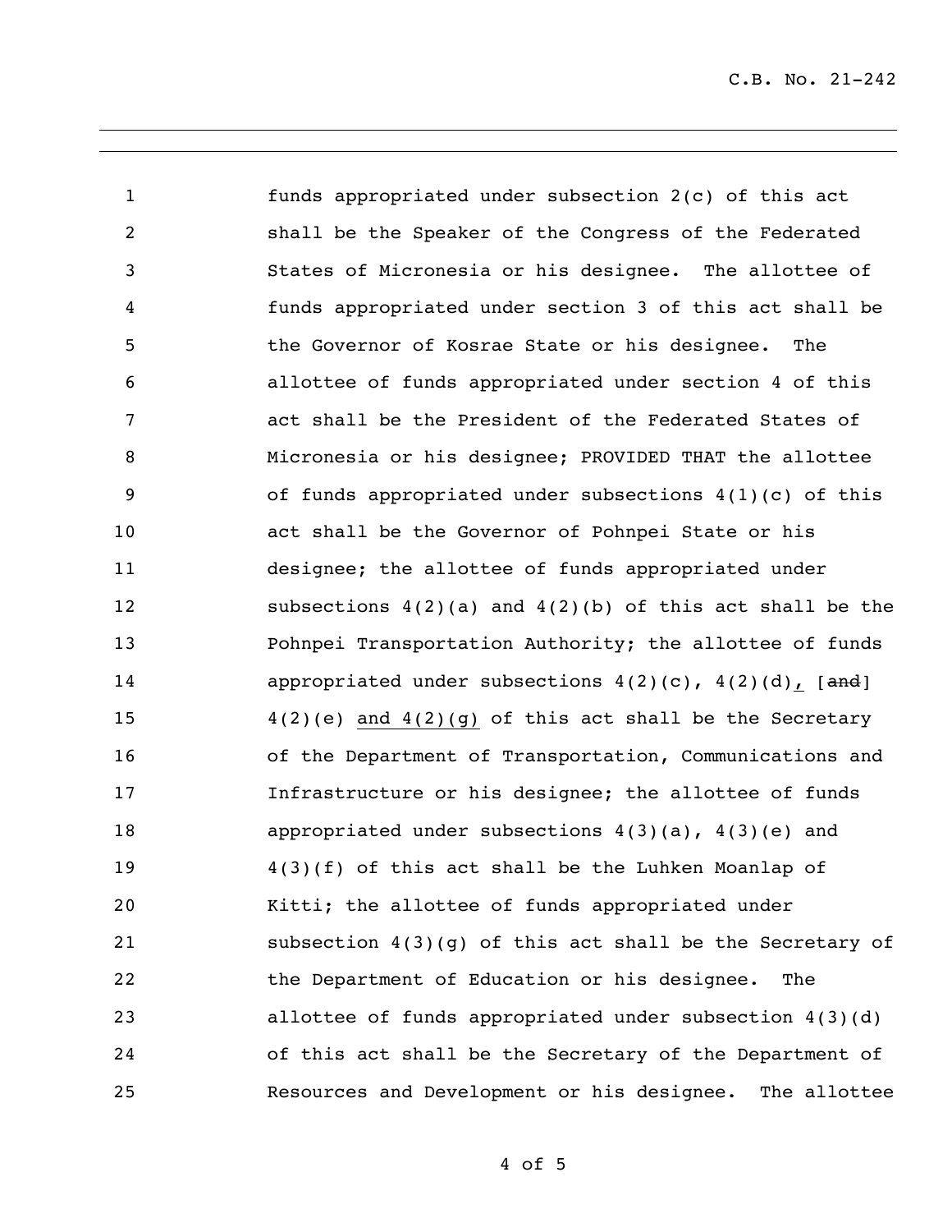funds appropriated under subsection 2(c) of this act shall be the Speaker of the Congress of the Federated States of Micronesia or his designee. The allottee of funds appropriated under section 3 of this act shall be the Governor of Kosrae State or his designee. The allottee of funds appropriated under section 4 of this act shall be the President of the Federated States of Micronesia or his designee; PROVIDED THAT the allottee of funds appropriated under subsections 4(1)(c) of this act shall be the Governor of Pohnpei State or his designee; the allottee of funds appropriated under subsections 4(2)(a) and 4(2)(b) of this act shall be the Pohnpei Transportation Authority; the allottee of funds appropriated under subsections 4(2)(c), 4(2)(d)<u>,</u> [~~and~~] 4(2)(e) <u>and 4(2)(g)</u> of this act shall be the Secretary of the Department of Transportation, Communications and Infrastructure or his designee; the allottee of funds appropriated under subsections 4(3)(a), 4(3)(e) and 4(3)(f) of this act shall be the Luhken Moanlap of Kitti; the allottee of funds appropriated under subsection 4(3)(g) of this act shall be the Secretary of the Department of Education or his designee. The allottee of funds appropriated under subsection 4(3)(d) of this act shall be the Secretary of the Department of Resources and Development or his designee. The allottee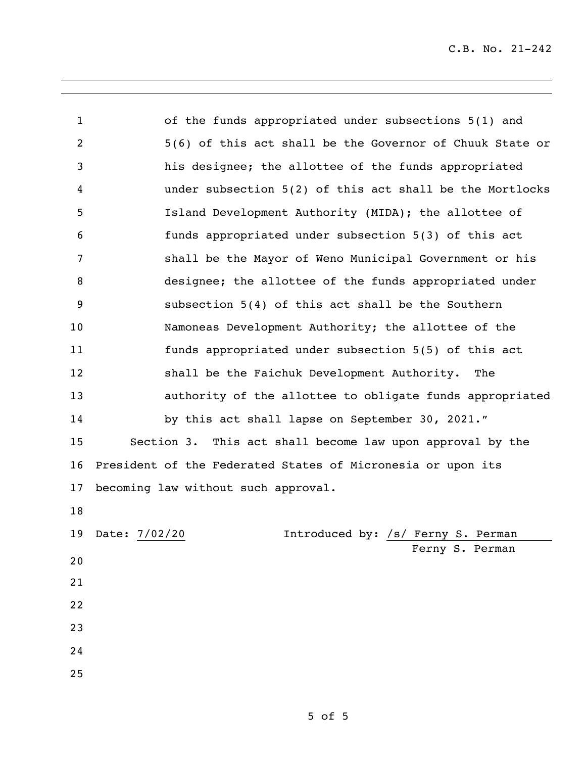of the funds appropriated under subsections 5(1) and 5(6) of this act shall be the Governor of Chuuk State or his designee; the allottee of the funds appropriated under subsection 5(2) of this act shall be the Mortlocks Island Development Authority (MIDA); the allottee of funds appropriated under subsection 5(3) of this act shall be the Mayor of Weno Municipal Government or his designee; the allottee of the funds appropriated under subsection 5(4) of this act shall be the Southern Namoneas Development Authority; the allottee of the funds appropriated under subsection 5(5) of this act shall be the Faichuk Development Authority. The authority of the allottee to obligate funds appropriated by this act shall lapse on September 30, 2021."

Section 3. This act shall become law upon approval by the President of the Federated States of Micronesia or upon its becoming law without such approval.

Date: 7/02/20

Introduced by: /s/ Ferny S. Perman

Ferny S. Perman